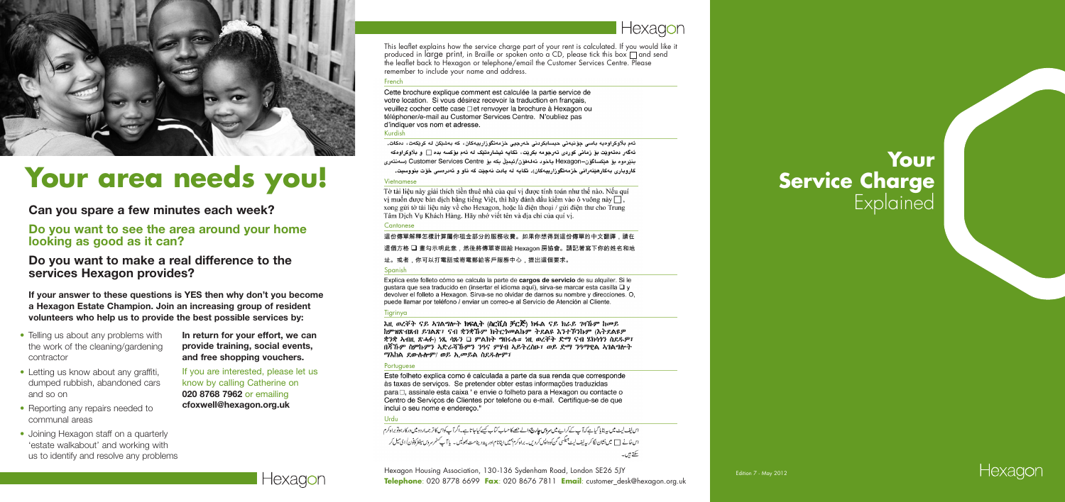# Your area needs you!

## Can you spare a few minutes each week?

## Do you want to see the area around your home looking as good as it can?

## Do you want to make a real difference to the services Hexagon provides?

**If your answer to these questions is YES then why don't you become a Hexagon Estate Champion. Join an increasing group of resident volunteers who help us to provide the best possible services by:**

- Telling us about any problems with the work of the cleaning/gardening contractor
- Letting us know about any graffiti, dumped rubbish, abandoned cars and so on
- Reporting any repairs needed to communal areas
- Joining Hexagon staff on a quarterly 'estate walkabout' and working with us to identify and resolve any problems

**In return for your effort, we can provide training, social events, and free shopping vouchers.**

If you are interested, please let us know by calling Catherine on **020 8768 7962** or emailing **cfoxwell@hexagon.org.uk**

Hexagon

Hexagon

This leaflet explains how the service charge part of your rent is calculated. If you would like it produced in large print, in Braille or spoken onto a CD, please tick this box ☐ and send the leaflet back to Hexagon or telephone/email the Customer Services Centre. Please remember to include your name and address.

**French**

Cette brochure explique comment est calculée la partie service de votre location. Si vous désirez recevoir la traduction en français, veuillez cocher cette case ☐ et renvoyer la brochure à Hexagon ou téléphoner/e-mail au Customer Services Centre. N'oubliez pas d'indiquer vos nom et adresse.

**Kurdish**

ئەم بلاوکراوەیە باسی چۆنیەتی حیسابکردنی خەرجیی خزمەتگوزارییەکان، کە بەشێکن لە کرێکەت، دەکات. ئەگەر دەتەوێت بۆ زمانی کوردی تەرجومە بکرێت، تکایە نیشانەیەک لە ئەم بۆکسە بدە ☐ و بلاوکراوەکە بنێرەوە بۆ هێکساگۆن-Hexagon یاخود تەلەفۆن/ئیمێل بکە بۆ Customer Services Centre (سەنتەری کاروباری بەکارهێنەرانی خزمەتگوزارییەکان). تکایە لە یادت نەچێت کە ناو و ئەدرەسی خۆت بنووسیت.

**Vietnamese**

Tờ tài liệu này giải thích tiền thuê nhà của quí vị được tính toán như thế nào. Nếu quí vị muốn được bản dịch bằng tiếng Việt, thì hãy đánh dấu kiểm vào ô vuông này ☐, xong gửi tờ tài liệu này về cho Hexagon, hoặc là điện thoại / gửi điện thư cho Trung Tâm Dịch Vụ Khách Hàng. Hãy nhớ viết tên và địa chỉ của quí vị.

**Cantonese**

這份傳單解釋怎樣計算屬你租金部分的服務收費。如果你想得到這份傳單的中文翻譯，請在這個方格 ❑ 畫勾示明此意，然後將傳單寄回給 Hexagon 房協會。請記著寫下你的姓名和地址。或者，你可以打電話或寄電郵給客戶服務中心，提出這個要求。

**Spanish**

Explica este folleto cómo se calcula la parte de **cargos de servicio** de su alquiler. Si le gustaria que sea traducido en (insertar el idioma aquí), sirva-se marcar esta casilla ❑ y devolver el folleto a Hexagon. Sirva-se no olvidar de darnos su nombre y direcciones. O, puede llamar por teléfono / enviar un correo-e al Servicio de Atención al Cliente.

**Tigrinya**

እዚ ወረቀት ናይ ኣገልግሎት ክፍሊት (ሰርቪስ ቻርጅ) ክፋል ናይ ክራይ ገዛኹም ከመይ ከምዝቕመጥ ይገልጽ፣ ናብ ቋንቋኹም ክትርጎመልኩም ትደልዩ እንተኾንኩም (እትደልዩዎ ቋንቋ ኣብዚ ጽሓፉ) ነዚ ሳጹን ❑ ምልክት ግበሩሉ። ነዚ ወረቀት ድማ ናብ ሄክሳጎን ስደዱዎ፣ ሽምኩም ስምኩምን ኣድራሻኹምን ንጽሑፍ ምሃብ ኣይትረስዑ፣ ወይ ድማ ንዓማዊል ኣገልግሎት ማእከል ደውሉሎም/ ወይ ኢመይል ስደዱሎም።

**Portuguese**

Este folheto explica como é calculada a parte da sua renda que corresponde às taxas de serviços. Se pretender obter estas informações traduzidas para☐, assinale esta caixa ' e envie o folheto para a Hexagon ou contacte o Centro de Serviços de Clientes por telefone ou e-mail. Certifique-se de que inclui o seu nome e endereço."

**Urdu**

اس لیف لیٹ میں یہ بتایا گیا ہے کہ آپ کے کرایہ میں سروس چارج والے حصے کا حساب کیسے کیا جاتا ہے۔ اگر آپ کو اس کا ترجمہ اردو میں درکار ہو تو براہ کرم اس خانے ☐ میں نشان لگا کر یہ لیف لیٹ ہیکساگن کو واپس کر دیں۔ براہ کرم ہمیں اپنا نام اور پتہ دینا مت بھولیں۔ یا آپ کسٹمر سروس سینٹر کو فون / ای میل کر سکتے ہیں۔

Hexagon Housing Association, 130-136 Sydenham Road, London SE26 5JY
**Telephone**: 020 8778 6699 **Fax**: 020 8676 7811 **Email**: customer_desk@hexagon.org.uk

# Your Service Charge
## Explained

Edition 7 - May 2012

Hexagon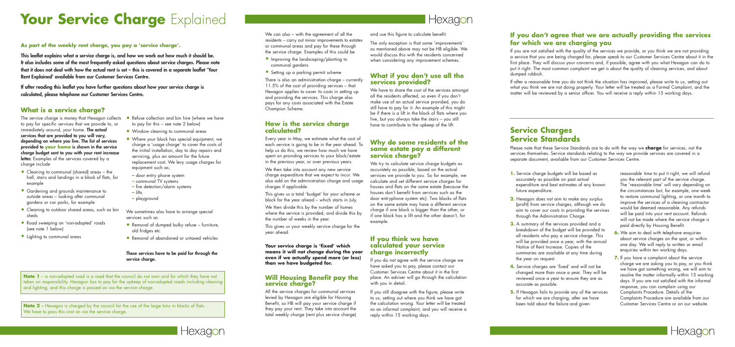# Your Service Charge Explained

**As part of the weekly rent charge, you pay a 'service charge'.**

**This leaflet explains what a service charge is, and how we work out how much it should be. It also includes some of the most frequently asked questions about service charges. Please note that it does not deal with how the actual rent is set – this is covered in a separate leaflet 'Your Rent Explained' available from our Customer Services Centre.**

**If after reading this leaflet you have further questions about how your service charge is calculated, please telephone our Customer Services Centre.**

## What is a service charge?

The service charge is money that Hexagon collects to pay for specific services that we provide to, or immediately around, your home. **The actual services that are provided to you will vary, depending on where you live. The list of services provided to your home is shown in the service charge budget sent to you with your rent increase letter.** Examples of the services covered by a charge include

- Cleaning to communal (shared) areas – the hall, stairs and landings in a block of flats, for example
- Gardening and grounds maintenance to outside areas – looking after communal gardens or car parks, for example
- Cleaning to outdoor shared areas, such as bin sheds
- Road sweeping on 'non-adopted' roads (see note 1 below)
- Lighting to communal areas
- Refuse collection and bin hire (where we have to pay for this – see note 2 below)
- Window cleaning to communal areas
- Where your block has special equipment, we charge a 'usage charge' to cover the costs of the initial installation, day to day repairs and servicing, plus an amount for the future replacement cost. We levy usage charges for equipment such as;
  - door entry phone system
  - communal TV systems
  - fire detection/alarm systems
  - lifts
  - playground

We sometimes also have to arrange special services such as

- Removal of dumped bulky refuse – furniture, old fridges etc
- Removal of abandoned or untaxed vehicles

**These services have to be paid for through the service charge.**

**Note 1** – a non-adopted road is a road that the council do not own and for which they have not taken on responsibility. Hexagon has to pay for the upkeep of non-adopted roads including cleaning and lighting, and this charge is passed on via the service charge.

**Note 2** – Hexagon is charged by the council for the use of the large bins in blocks of flats. We have to pass this cost on via the service charge.

We can also – with the agreement of all the residents – carry out minor improvements to estates or communal areas and pay for these through the service charge. Examples of this could be

- Improving the landscaping/planting to communal gardens
- Setting up a parking permit scheme

There is also an administration charge – currently 11.5% of the cost of providing services – that Hexagon applies to cover its costs in setting up and providing the services. This charge also pays for any costs associated with the Estate Champion Scheme.

## How is the service charge calculated?

Every year in May, we estimate what the cost of each service is going to be in the year ahead. To help us do this, we review how much we have spent on providing services to your block/estate in the previous year, or over previous years.

We then take into account any new service charge expenditure that we expect to incur. We also add on the administration charge and usage charges if applicable.

This gives us a total 'budget' for your scheme or block for the year ahead – which starts in July.

We then divide this by the number of homes where the service is provided, and divide this by the number of weeks in the year.

This gives us your weekly service charge for the year ahead.

**Your service charge is 'fixed' which means it will not change during the year even if we actually spend more (or less) than we have budgeted for.**

## Will Housing Benefit pay the service charge?

All the service charges for communal services levied by Hexagon are eligible for Housing Benefit, so HB will pay your service charge if they pay your rent. They take into account the total weekly charge (rent plus service charge) and use this figure to calculate benefit.

The only exception is that some 'improvements' as mentioned above may not be HB eligible. We would discuss this with the residents concerned when considering any improvement schemes.

## What if you don't use all the services provided?

We have to share the cost of the services amongst all the residents affected, so even if you don't make use of an actual service provided, you do still have to pay for it. An example of this might be if there is a lift in the block of flats where you live, but you always take the stairs – you still have to contribute to the upkeep of the lift.

## Why do some residents of the same estate pay a different service charge?

We try to calculate service charge budgets as accurately as possible, based on the actual services we provide to you. So for example, we calculate and set different service charges for houses and flats on the same estate (because the houses don't benefit from services such as the door entryphone system etc). Two blocks of flats on the same estate may have a different service charge if one block is bigger than the other, or if one block has a lift and the other doesn't, for example.

## If you think we have calculated your service charge incorrectly

If you do not agree with the service charge we have asked you to pay, please contact our Customer Services Centre about it in the first place. An adviser will go through the calculation with you in detail.

If you still disagree with the figure, please write to us, setting out where you think we have got the calculation wrong. Your letter will be treated as an informal complaint, and you will receive a reply within 15 working days.

## If you don't agree that we are actually providing the services for which we are charging you

If you are not satisfied with the quality of the services we provide, or you think we are not providing a service that you are being charged for, please speak to our Customer Services Centre about it in the first place. They will discuss your concerns and, if possible, agree with you what Hexagon can do to put it right. The most common complaint we get is about the quality of cleaning services, and about dumped rubbish.

If after a reasonable time you do not think the situation has improved, please write to us, setting out what you think we are not doing properly. Your letter will be treated as a Formal Complaint, and the matter will be reviewed by a senior officer. You will receive a reply within 15 working days.

# Service Charges Service Standards

Please note that these Service Standards are to do with the way we **charge** for services, not the services themselves. Service standards relating to the way we provide services are covered in a separate document, available from our Customer Services Centre.

1. Service charge budgets will be based as accurately as possible on past actual expenditure and best estimates of any known future expenditure.
2. Hexagon does not aim to make any surplus (profit) from service charges, although we do aim to cover our costs in providing the services through the Administration Charge.
3. A summary of the services provided and a breakdown of the budget will be provided to all residents who pay a service charge. This will be provided once a year, with the annual Notice of Rent Increase. Copies of the summaries are available at any time during the year on request.
4. Service charges are 'fixed' and will not be changed more than once a year. They will be reviewed once a year to ensure they are as accurate as possible.
5. If Hexagon fails to provide any of the services for which we are charging, after we have been told about the failure and given reasonable time to put it right, we will refund you the relevant part of the service charge. The 'reasonable time' will vary depending on the circumstances but, for example, one week to restore communal lighting, or one month to improve the services of a cleaning contractor would be deemed reasonable. Any refunds will be paid into your rent account. Refunds will not be made where the service charge is paid directly by Housing Benefit.
6. We aim to deal with telephone enquiries about service charges on the spot, or within one day. We will reply to written or email enquiries within ten working days.
7. If you have a complaint about the service charge we are asking you to pay, or you think we have got something wrong, we will aim to resolve the matter informally within 15 working days. If you are not satisfied with the informal response, you can complain using our Complaints Procedure. Details of the Complaints Procedure are available from our Customer Services Centre or on our website.